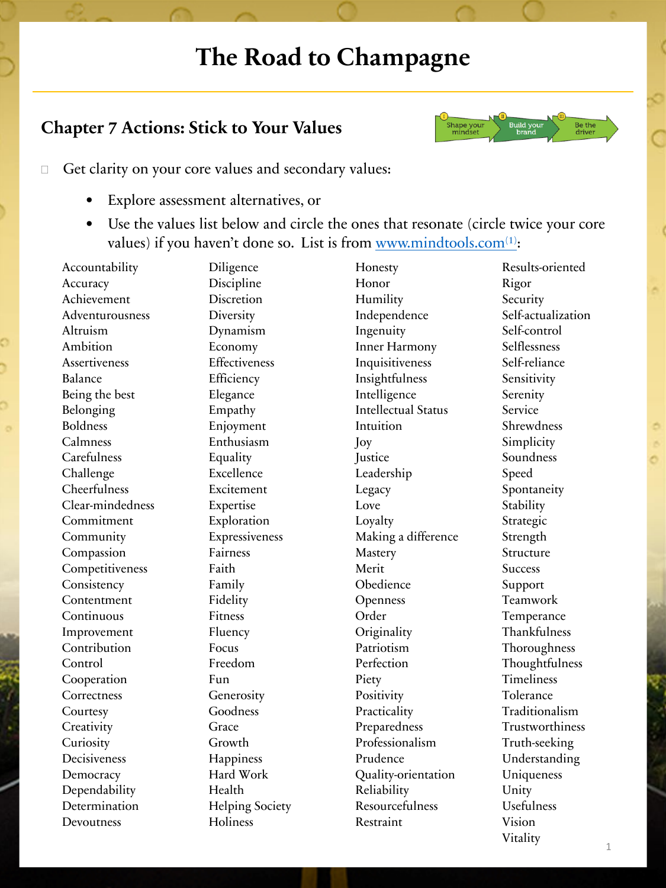# The Road to Champagne

## Chapter 7 Actions: Stick to Your Values

Shape your mindset | Build your brand | Be the driver

- Get clarity on your core values and secondary values:
  - Explore assessment alternatives, or
  - Use the values list below and circle the ones that resonate (circle twice your core values) if you haven't done so. List is from www.mindtools.com[1]:

Accountability
Accuracy
Achievement
Adventurousness
Altruism
Ambition
Assertiveness
Balance
Being the best
Belonging
Boldness
Calmness
Carefulness
Challenge
Cheerfulness
Clear-mindedness
Commitment
Community
Compassion
Competitiveness
Consistency
Contentment
Continuous Improvement
Contribution
Control
Cooperation
Correctness
Courtesy
Creativity
Curiosity
Decisiveness
Democracy
Dependability
Determination
Devoutness
Diligence
Discipline
Discretion
Diversity
Dynamism
Economy
Effectiveness
Efficiency
Elegance
Empathy
Enjoyment
Enthusiasm
Equality
Excellence
Excitement
Expertise
Exploration
Expressiveness
Fairness
Faith
Family
Fidelity
Fitness
Fluency
Focus
Freedom
Fun
Generosity
Goodness
Grace
Growth
Happiness
Hard Work
Health
Helping Society
Holiness
Honesty
Honor
Humility
Independence
Ingenuity
Inner Harmony
Inquisitiveness
Insightfulness
Intelligence
Intellectual Status
Intuition
Joy
Justice
Leadership
Legacy
Love
Loyalty
Making a difference
Mastery
Merit
Obedience
Openness
Order
Originality
Patriotism
Perfection
Piety
Positivity
Practicality
Preparedness
Professionalism
Prudence
Quality-orientation
Reliability
Resourcefulness
Restraint
Results-oriented
Rigor
Security
Self-actualization
Self-control
Selflessness
Self-reliance
Sensitivity
Serenity
Service
Shrewdness
Simplicity
Soundness
Speed
Spontaneity
Stability
Strategic
Strength
Structure
Success
Support
Teamwork
Temperance
Thankfulness
Thoroughness
Thoughtfulness
Timeliness
Tolerance
Traditionalism
Trustworthiness
Truth-seeking
Understanding
Uniqueness
Unity
Usefulness
Vision
Vitality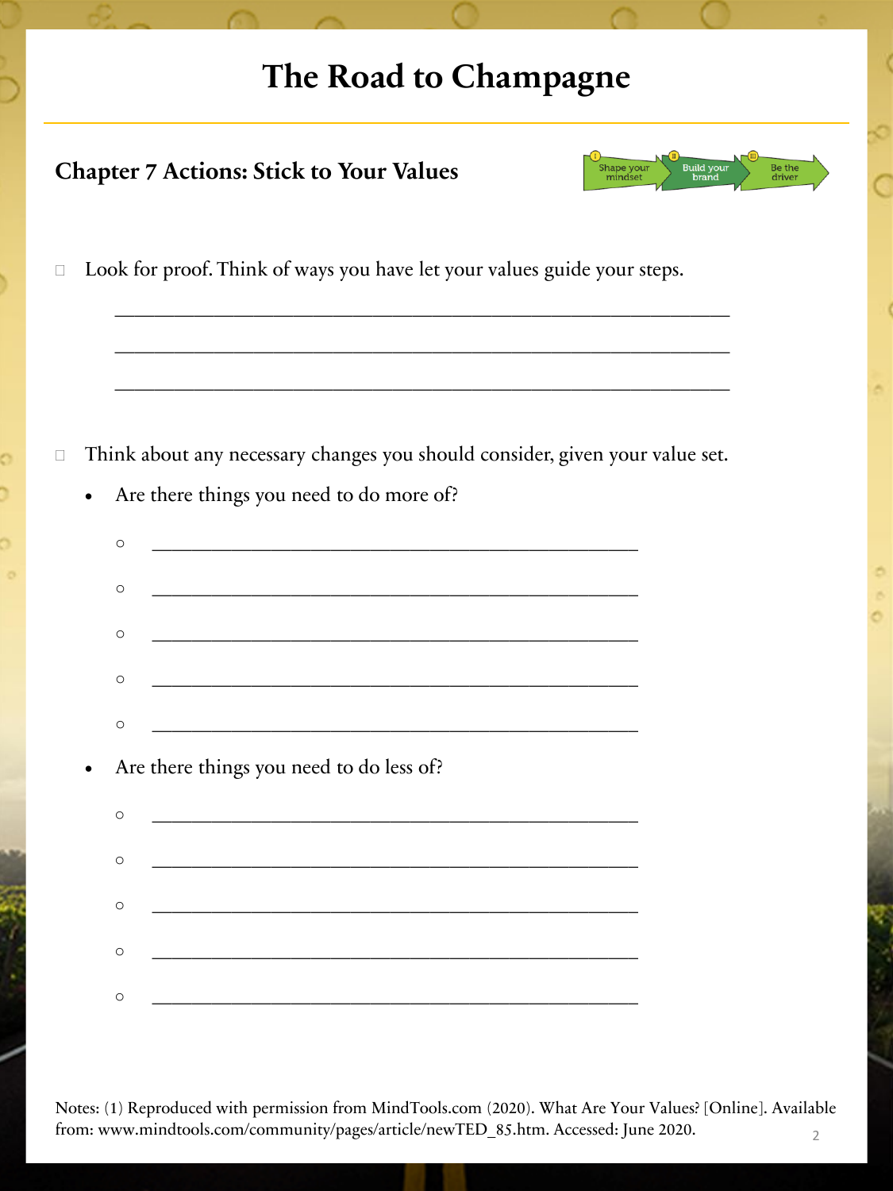# The Road to Champagne

## Chapter 7 Actions: Stick to Your Values

Shape your mindset | Build your brand | Be the driver

- ☐ Look for proof. Think of ways you have let your values guide your steps.

  ____________________________________________________________

  ____________________________________________________________

  ____________________________________________________________

- ☐ Think about any necessary changes you should consider, given your value set.
  - Are there things you need to do more of?
    - ________________________________________________
    - ________________________________________________
    - ________________________________________________
    - ________________________________________________
    - ________________________________________________
  - Are there things you need to do less of?
    - ________________________________________________
    - ________________________________________________
    - ________________________________________________
    - ________________________________________________
    - ________________________________________________

Notes: (1) Reproduced with permission from MindTools.com (2020). What Are Your Values? [Online]. Available from: www.mindtools.com/community/pages/article/newTED_85.htm. Accessed: June 2020.